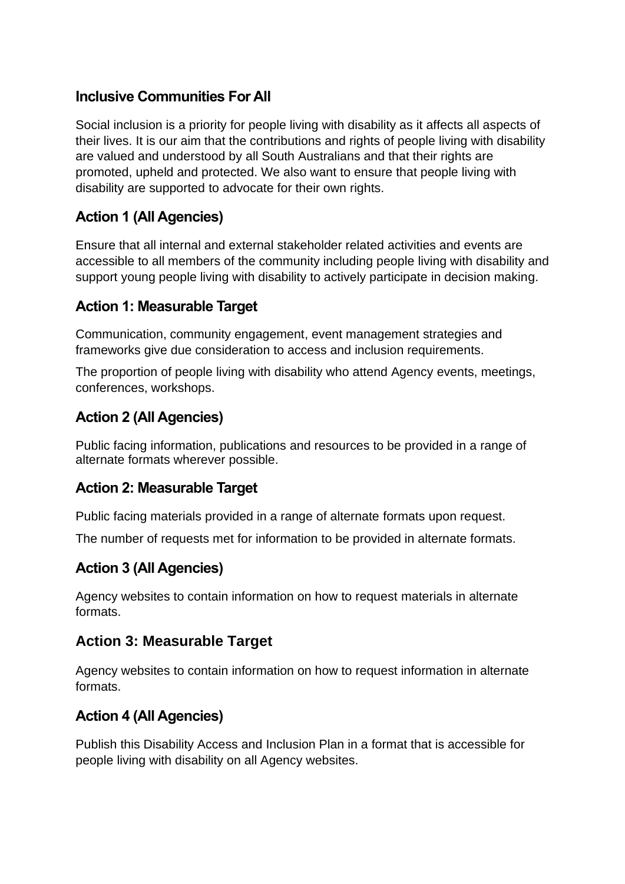## Inclusive Communities For All

Social inclusion is a priority for people living with disability as it affects all aspects of their lives. It is our aim that the contributions and rights of people living with disability are valued and understood by all South Australians and that their rights are promoted, upheld and protected. We also want to ensure that people living with disability are supported to advocate for their own rights.

### Action 1 (All Agencies)

Ensure that all internal and external stakeholder related activities and events are accessible to all members of the community including people living with disability and support young people living with disability to actively participate in decision making.

### Action 1: Measurable Target

Communication, community engagement, event management strategies and frameworks give due consideration to access and inclusion requirements.

The proportion of people living with disability who attend Agency events, meetings, conferences, workshops.

### Action 2 (All Agencies)

Public facing information, publications and resources to be provided in a range of alternate formats wherever possible.

### Action 2: Measurable Target

Public facing materials provided in a range of alternate formats upon request.

The number of requests met for information to be provided in alternate formats.

### Action 3 (All Agencies)

Agency websites to contain information on how to request materials in alternate formats.

### Action 3: Measurable Target

Agency websites to contain information on how to request information in alternate formats.

### Action 4 (All Agencies)

Publish this Disability Access and Inclusion Plan in a format that is accessible for people living with disability on all Agency websites.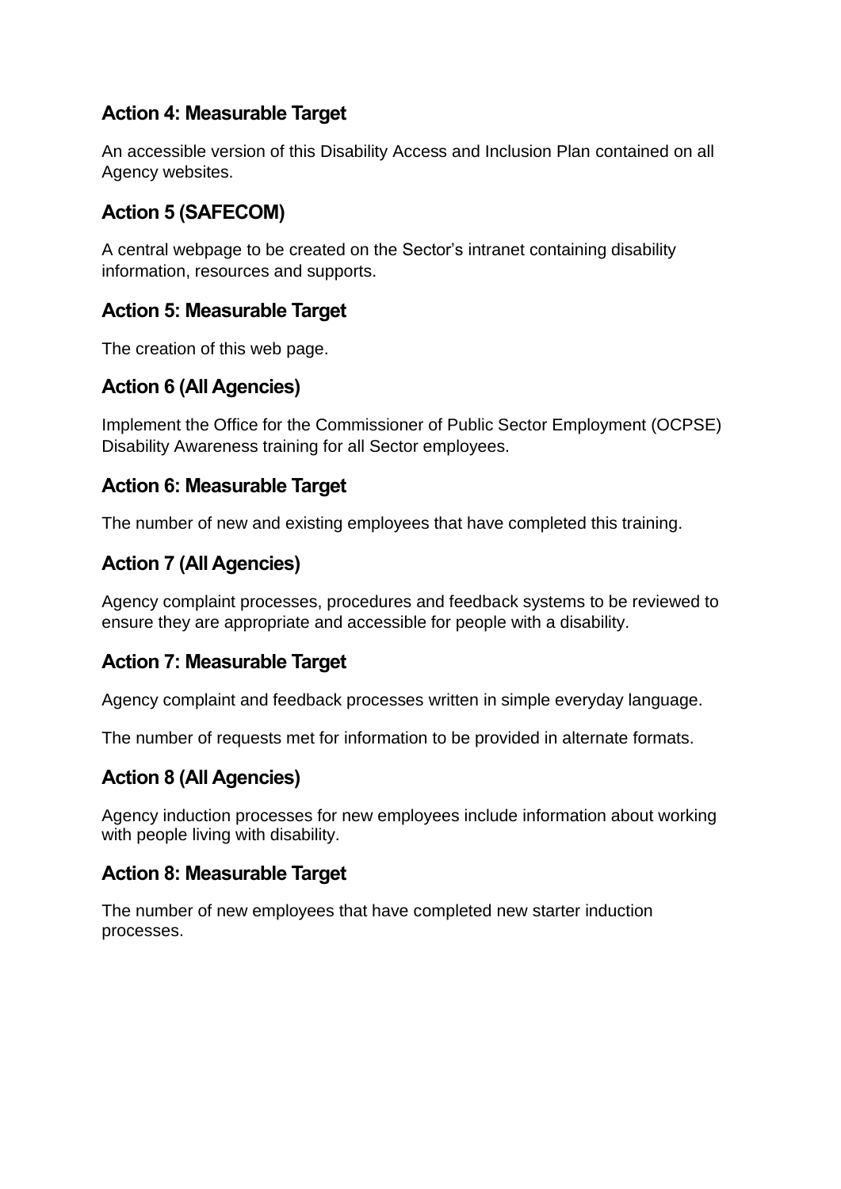### Action 4: Measurable Target

An accessible version of this Disability Access and Inclusion Plan contained on all Agency websites.

### Action 5 (SAFECOM)

A central webpage to be created on the Sector's intranet containing disability information, resources and supports.

### Action 5: Measurable Target

The creation of this web page.

### Action 6 (All Agencies)

Implement the Office for the Commissioner of Public Sector Employment (OCPSE) Disability Awareness training for all Sector employees.

### Action 6: Measurable Target

The number of new and existing employees that have completed this training.

### Action 7 (All Agencies)

Agency complaint processes, procedures and feedback systems to be reviewed to ensure they are appropriate and accessible for people with a disability.

### Action 7: Measurable Target

Agency complaint and feedback processes written in simple everyday language.

The number of requests met for information to be provided in alternate formats.

### Action 8 (All Agencies)

Agency induction processes for new employees include information about working with people living with disability.

### Action 8: Measurable Target

The number of new employees that have completed new starter induction processes.